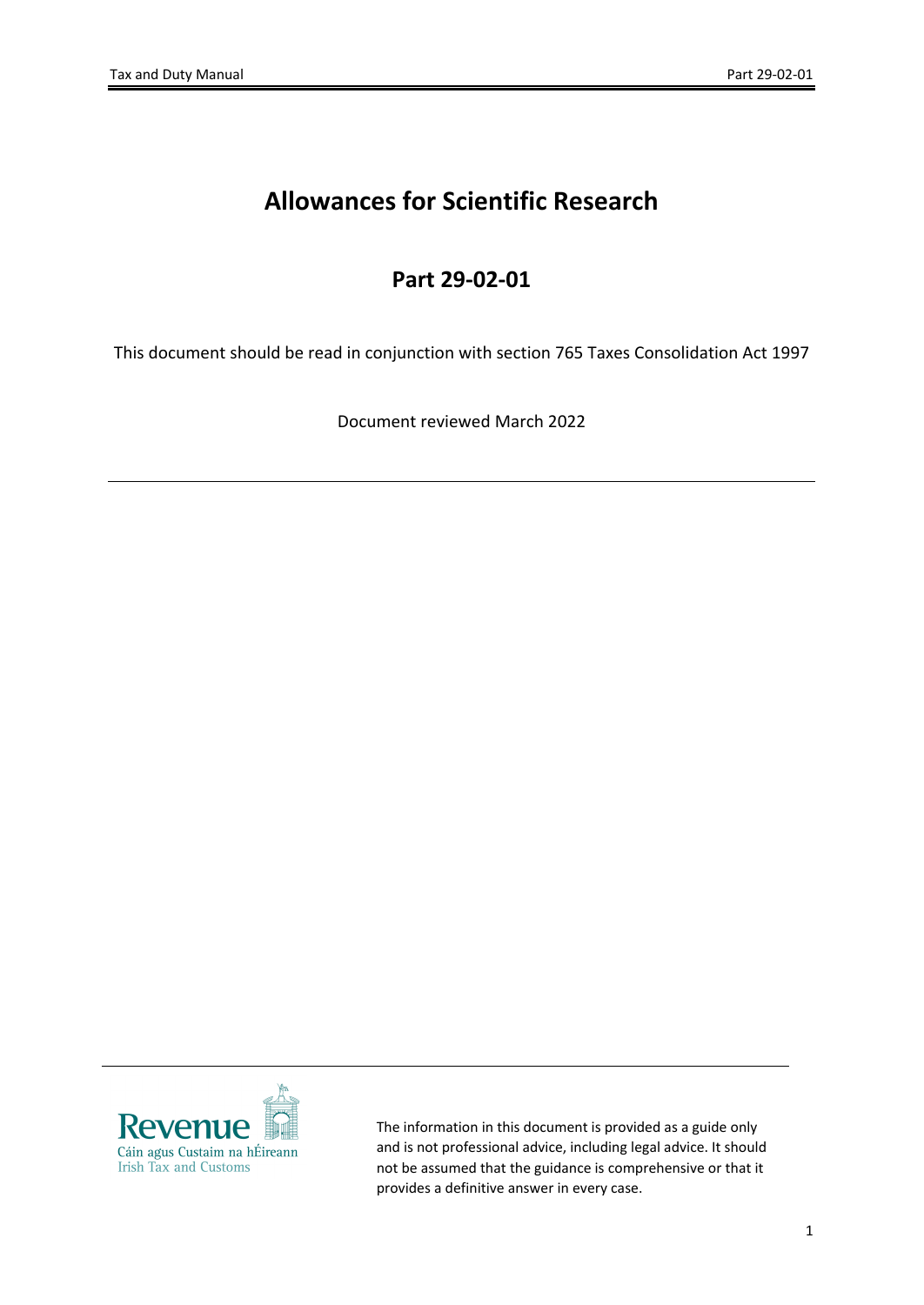# Allowances for Scientific Research

## Part 29-02-01

This document should be read in conjunction with section 765 Taxes Consolidation Act 1997

Document reviewed March 2022

---

The information in this document is provided as a guide only and is not professional advice, including legal advice. It should not be assumed that the guidance is comprehensive or that it provides a definitive answer in every case.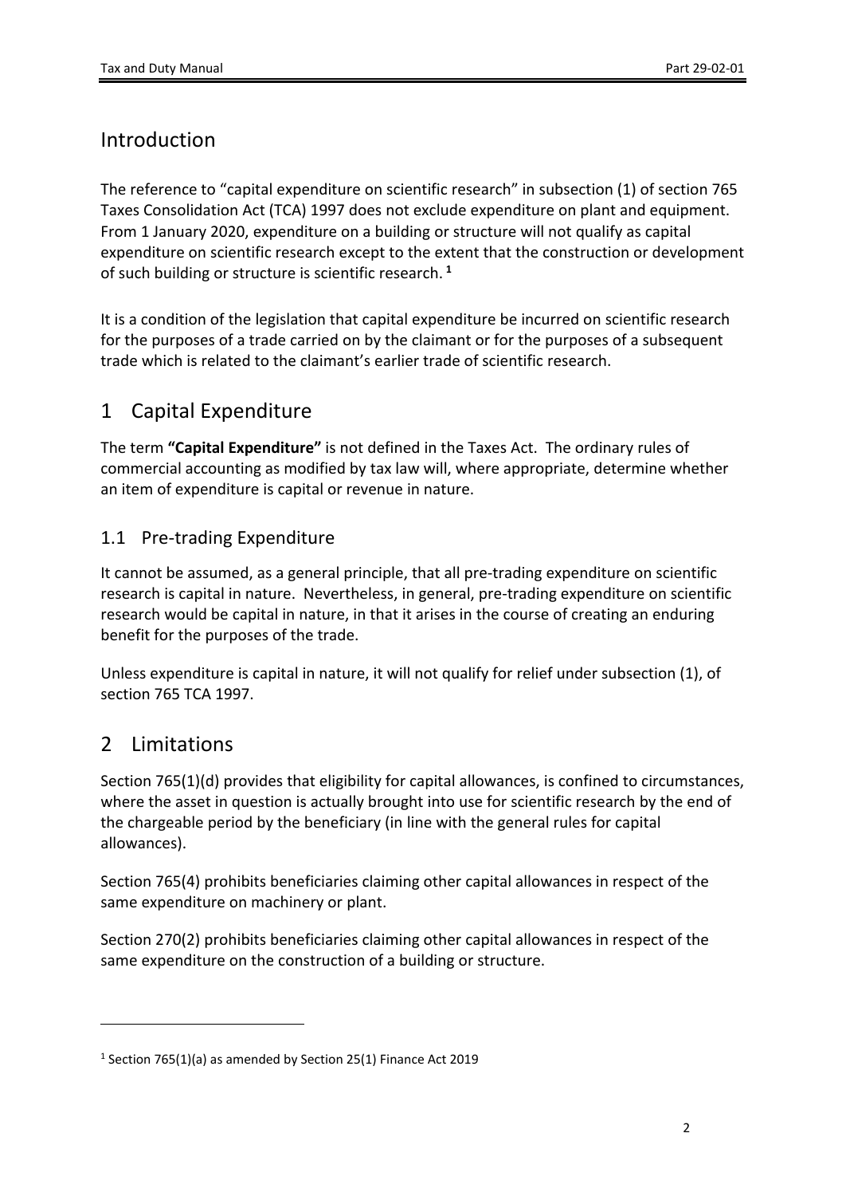# Introduction

The reference to “capital expenditure on scientific research” in subsection (1) of section 765 Taxes Consolidation Act (TCA) 1997 does not exclude expenditure on plant and equipment. From 1 January 2020, expenditure on a building or structure will not qualify as capital expenditure on scientific research except to the extent that the construction or development of such building or structure is scientific research.[1]

It is a condition of the legislation that capital expenditure be incurred on scientific research for the purposes of a trade carried on by the claimant or for the purposes of a subsequent trade which is related to the claimant’s earlier trade of scientific research.

# 1 Capital Expenditure

The term **“Capital Expenditure”** is not defined in the Taxes Act. The ordinary rules of commercial accounting as modified by tax law will, where appropriate, determine whether an item of expenditure is capital or revenue in nature.

## 1.1 Pre-trading Expenditure

It cannot be assumed, as a general principle, that all pre-trading expenditure on scientific research is capital in nature. Nevertheless, in general, pre-trading expenditure on scientific research would be capital in nature, in that it arises in the course of creating an enduring benefit for the purposes of the trade.

Unless expenditure is capital in nature, it will not qualify for relief under subsection (1), of section 765 TCA 1997.

# 2 Limitations

Section 765(1)(d) provides that eligibility for capital allowances, is confined to circumstances, where the asset in question is actually brought into use for scientific research by the end of the chargeable period by the beneficiary (in line with the general rules for capital allowances).

Section 765(4) prohibits beneficiaries claiming other capital allowances in respect of the same expenditure on machinery or plant.

Section 270(2) prohibits beneficiaries claiming other capital allowances in respect of the same expenditure on the construction of a building or structure.

---

[1] Section 765(1)(a) as amended by Section 25(1) Finance Act 2019